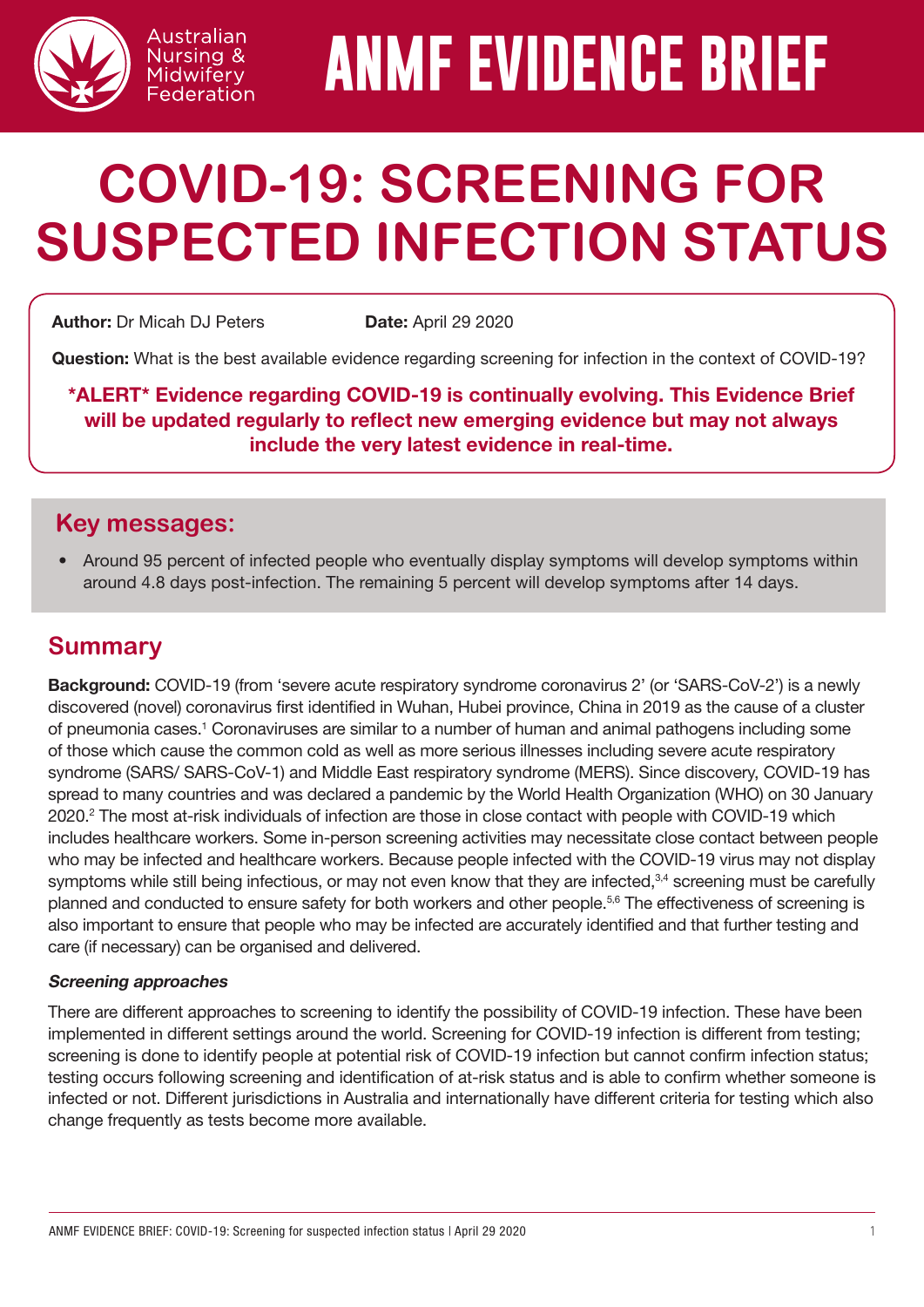# ANMF EVIDENCE BRIEF

# COVID-19: SCREENING FOR SUSPECTED INFECTION STATUS

**Author:** Dr Micah DJ Peters **Date:** April 29 2020

**Question:** What is the best available evidence regarding screening for infection in the context of COVID-19?

**\*ALERT\* Evidence regarding COVID-19 is continually evolving. This Evidence Brief will be updated regularly to reflect new emerging evidence but may not always include the very latest evidence in real-time.**

## Key messages:

- Around 95 percent of infected people who eventually display symptoms will develop symptoms within around 4.8 days post-infection. The remaining 5 percent will develop symptoms after 14 days.

## Summary

**Background:** COVID-19 (from 'severe acute respiratory syndrome coronavirus 2' (or 'SARS-CoV-2') is a newly discovered (novel) coronavirus first identified in Wuhan, Hubei province, China in 2019 as the cause of a cluster of pneumonia cases.[1] Coronaviruses are similar to a number of human and animal pathogens including some of those which cause the common cold as well as more serious illnesses including severe acute respiratory syndrome (SARS/ SARS-CoV-1) and Middle East respiratory syndrome (MERS). Since discovery, COVID-19 has spread to many countries and was declared a pandemic by the World Health Organization (WHO) on 30 January 2020.[2] The most at-risk individuals of infection are those in close contact with people with COVID-19 which includes healthcare workers. Some in-person screening activities may necessitate close contact between people who may be infected and healthcare workers. Because people infected with the COVID-19 virus may not display symptoms while still being infectious, or may not even know that they are infected,[3,4] screening must be carefully planned and conducted to ensure safety for both workers and other people.[5,6] The effectiveness of screening is also important to ensure that people who may be infected are accurately identified and that further testing and care (if necessary) can be organised and delivered.

***Screening approaches***

There are different approaches to screening to identify the possibility of COVID-19 infection. These have been implemented in different settings around the world. Screening for COVID-19 infection is different from testing; screening is done to identify people at potential risk of COVID-19 infection but cannot confirm infection status; testing occurs following screening and identification of at-risk status and is able to confirm whether someone is infected or not. Different jurisdictions in Australia and internationally have different criteria for testing which also change frequently as tests become more available.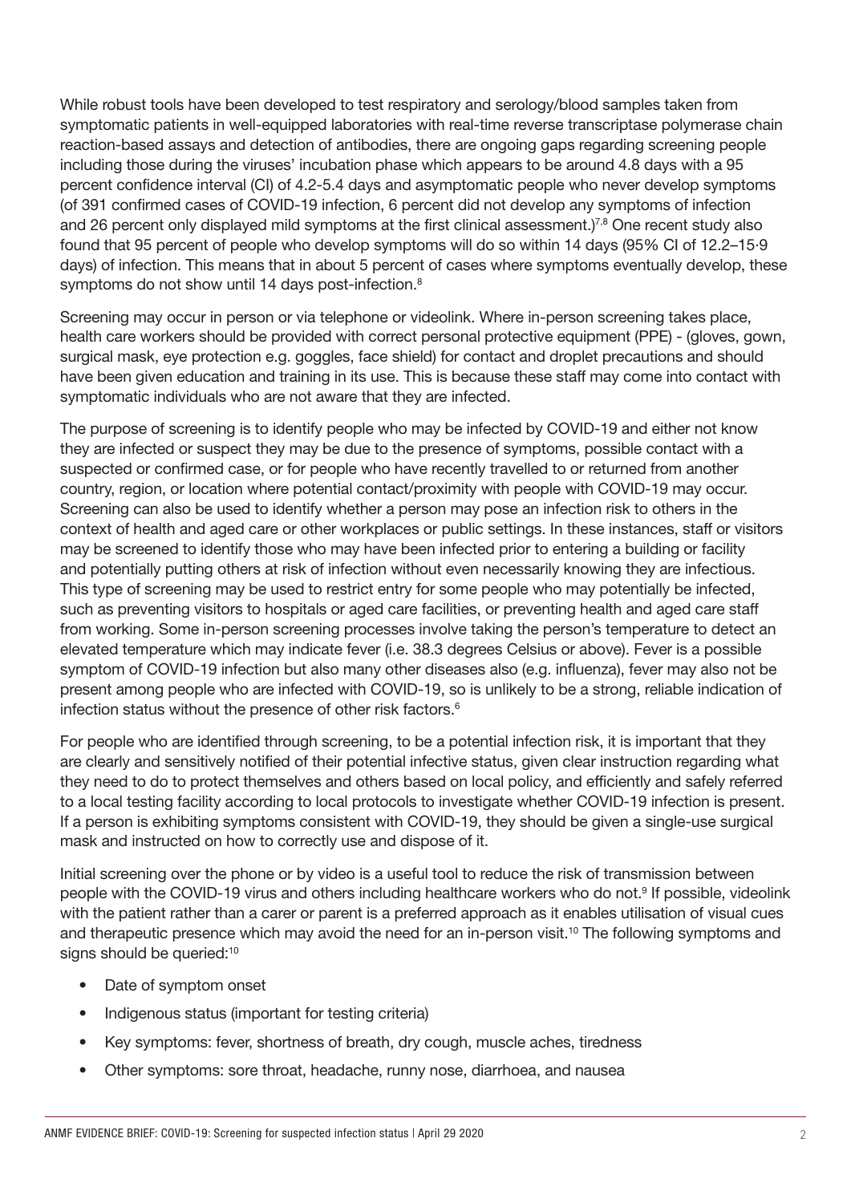While robust tools have been developed to test respiratory and serology/blood samples taken from symptomatic patients in well-equipped laboratories with real-time reverse transcriptase polymerase chain reaction-based assays and detection of antibodies, there are ongoing gaps regarding screening people including those during the viruses' incubation phase which appears to be around 4.8 days with a 95 percent confidence interval (CI) of 4.2-5.4 days and asymptomatic people who never develop symptoms (of 391 confirmed cases of COVID-19 infection, 6 percent did not develop any symptoms of infection and 26 percent only displayed mild symptoms at the first clinical assessment.)[7,8] One recent study also found that 95 percent of people who develop symptoms will do so within 14 days (95% CI of 12.2–15·9 days) of infection. This means that in about 5 percent of cases where symptoms eventually develop, these symptoms do not show until 14 days post-infection.[8]

Screening may occur in person or via telephone or videolink. Where in-person screening takes place, health care workers should be provided with correct personal protective equipment (PPE) - (gloves, gown, surgical mask, eye protection e.g. goggles, face shield) for contact and droplet precautions and should have been given education and training in its use. This is because these staff may come into contact with symptomatic individuals who are not aware that they are infected.

The purpose of screening is to identify people who may be infected by COVID-19 and either not know they are infected or suspect they may be due to the presence of symptoms, possible contact with a suspected or confirmed case, or for people who have recently travelled to or returned from another country, region, or location where potential contact/proximity with people with COVID-19 may occur. Screening can also be used to identify whether a person may pose an infection risk to others in the context of health and aged care or other workplaces or public settings. In these instances, staff or visitors may be screened to identify those who may have been infected prior to entering a building or facility and potentially putting others at risk of infection without even necessarily knowing they are infectious. This type of screening may be used to restrict entry for some people who may potentially be infected, such as preventing visitors to hospitals or aged care facilities, or preventing health and aged care staff from working. Some in-person screening processes involve taking the person's temperature to detect an elevated temperature which may indicate fever (i.e. 38.3 degrees Celsius or above). Fever is a possible symptom of COVID-19 infection but also many other diseases also (e.g. influenza), fever may also not be present among people who are infected with COVID-19, so is unlikely to be a strong, reliable indication of infection status without the presence of other risk factors.[6]

For people who are identified through screening, to be a potential infection risk, it is important that they are clearly and sensitively notified of their potential infective status, given clear instruction regarding what they need to do to protect themselves and others based on local policy, and efficiently and safely referred to a local testing facility according to local protocols to investigate whether COVID-19 infection is present. If a person is exhibiting symptoms consistent with COVID-19, they should be given a single-use surgical mask and instructed on how to correctly use and dispose of it.

Initial screening over the phone or by video is a useful tool to reduce the risk of transmission between people with the COVID-19 virus and others including healthcare workers who do not.[9] If possible, videolink with the patient rather than a carer or parent is a preferred approach as it enables utilisation of visual cues and therapeutic presence which may avoid the need for an in-person visit.[10] The following symptoms and signs should be queried:[10]

- Date of symptom onset
- Indigenous status (important for testing criteria)
- Key symptoms: fever, shortness of breath, dry cough, muscle aches, tiredness
- Other symptoms: sore throat, headache, runny nose, diarrhoea, and nausea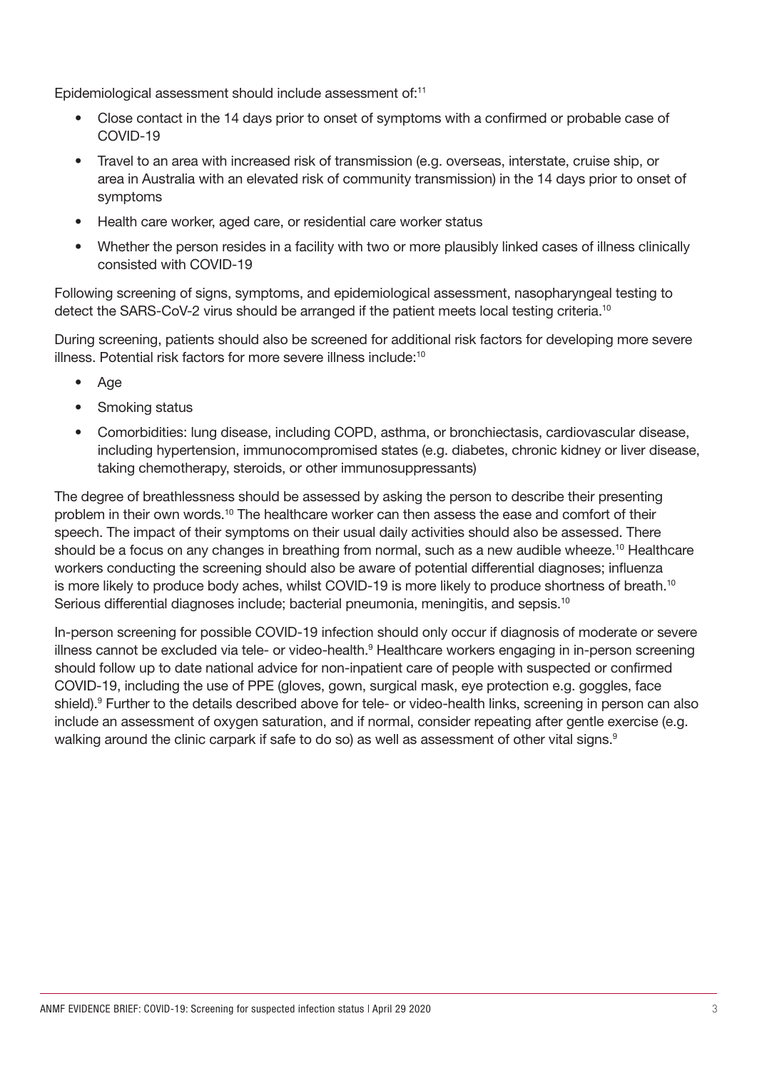Epidemiological assessment should include assessment of:[11]

- Close contact in the 14 days prior to onset of symptoms with a confirmed or probable case of COVID-19
- Travel to an area with increased risk of transmission (e.g. overseas, interstate, cruise ship, or area in Australia with an elevated risk of community transmission) in the 14 days prior to onset of symptoms
- Health care worker, aged care, or residential care worker status
- Whether the person resides in a facility with two or more plausibly linked cases of illness clinically consisted with COVID-19

Following screening of signs, symptoms, and epidemiological assessment, nasopharyngeal testing to detect the SARS-CoV-2 virus should be arranged if the patient meets local testing criteria.[10]

During screening, patients should also be screened for additional risk factors for developing more severe illness. Potential risk factors for more severe illness include:[10]

- Age
- Smoking status
- Comorbidities: lung disease, including COPD, asthma, or bronchiectasis, cardiovascular disease, including hypertension, immunocompromised states (e.g. diabetes, chronic kidney or liver disease, taking chemotherapy, steroids, or other immunosuppressants)

The degree of breathlessness should be assessed by asking the person to describe their presenting problem in their own words.[10] The healthcare worker can then assess the ease and comfort of their speech. The impact of their symptoms on their usual daily activities should also be assessed. There should be a focus on any changes in breathing from normal, such as a new audible wheeze.[10] Healthcare workers conducting the screening should also be aware of potential differential diagnoses; influenza is more likely to produce body aches, whilst COVID-19 is more likely to produce shortness of breath.[10] Serious differential diagnoses include; bacterial pneumonia, meningitis, and sepsis.[10]

In-person screening for possible COVID-19 infection should only occur if diagnosis of moderate or severe illness cannot be excluded via tele- or video-health.[9] Healthcare workers engaging in in-person screening should follow up to date national advice for non-inpatient care of people with suspected or confirmed COVID-19, including the use of PPE (gloves, gown, surgical mask, eye protection e.g. goggles, face shield).[9] Further to the details described above for tele- or video-health links, screening in person can also include an assessment of oxygen saturation, and if normal, consider repeating after gentle exercise (e.g. walking around the clinic carpark if safe to do so) as well as assessment of other vital signs.[9]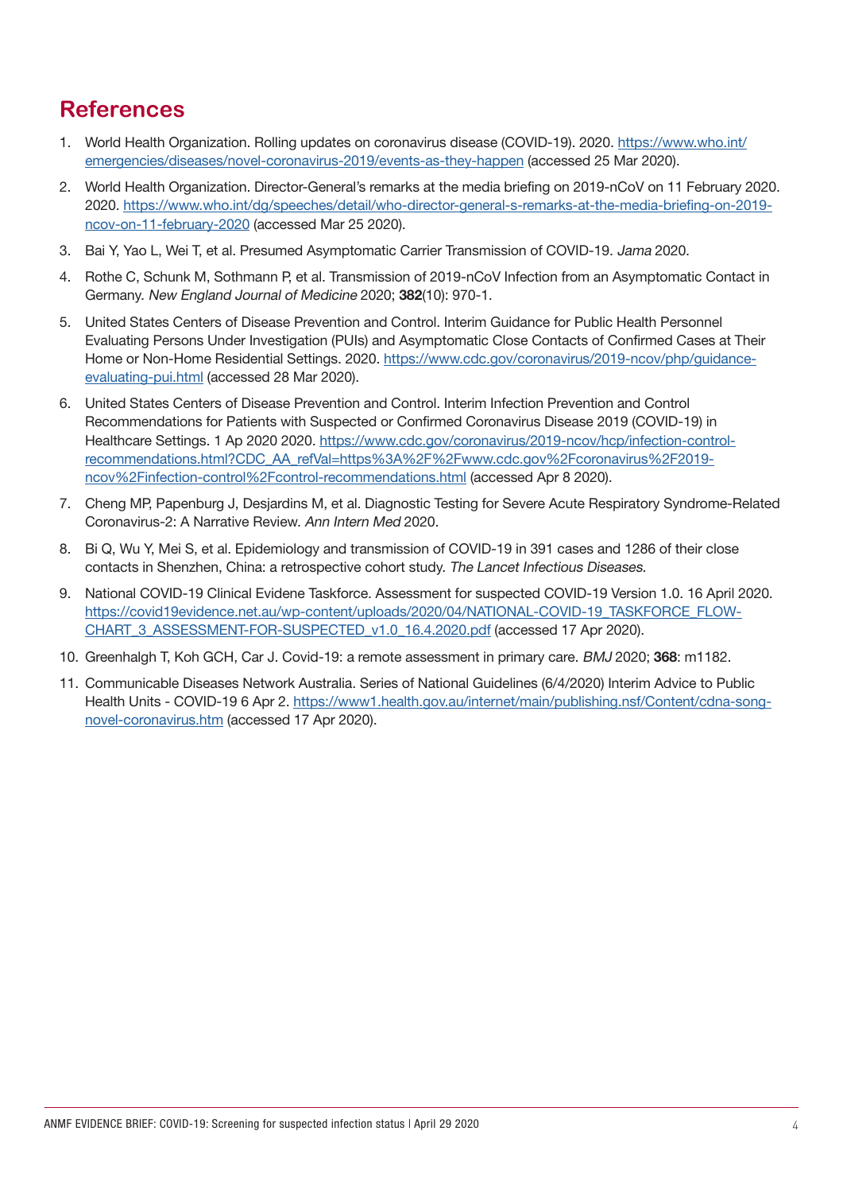## References

1. World Health Organization. Rolling updates on coronavirus disease (COVID-19). 2020. https://www.who.int/emergencies/diseases/novel-coronavirus-2019/events-as-they-happen (accessed 25 Mar 2020).
2. World Health Organization. Director-General's remarks at the media briefing on 2019-nCoV on 11 February 2020. 2020. https://www.who.int/dg/speeches/detail/who-director-general-s-remarks-at-the-media-briefing-on-2019-ncov-on-11-february-2020 (accessed Mar 25 2020).
3. Bai Y, Yao L, Wei T, et al. Presumed Asymptomatic Carrier Transmission of COVID-19. *Jama* 2020.
4. Rothe C, Schunk M, Sothmann P, et al. Transmission of 2019-nCoV Infection from an Asymptomatic Contact in Germany. *New England Journal of Medicine* 2020; **382**(10): 970-1.
5. United States Centers of Disease Prevention and Control. Interim Guidance for Public Health Personnel Evaluating Persons Under Investigation (PUIs) and Asymptomatic Close Contacts of Confirmed Cases at Their Home or Non-Home Residential Settings. 2020. https://www.cdc.gov/coronavirus/2019-ncov/php/guidance-evaluating-pui.html (accessed 28 Mar 2020).
6. United States Centers of Disease Prevention and Control. Interim Infection Prevention and Control Recommendations for Patients with Suspected or Confirmed Coronavirus Disease 2019 (COVID-19) in Healthcare Settings. 1 Ap 2020 2020. https://www.cdc.gov/coronavirus/2019-ncov/hcp/infection-control-recommendations.html?CDC_AA_refVal=https%3A%2F%2Fwww.cdc.gov%2Fcoronavirus%2F2019-ncov%2Finfection-control%2Fcontrol-recommendations.html (accessed Apr 8 2020).
7. Cheng MP, Papenburg J, Desjardins M, et al. Diagnostic Testing for Severe Acute Respiratory Syndrome-Related Coronavirus-2: A Narrative Review. *Ann Intern Med* 2020.
8. Bi Q, Wu Y, Mei S, et al. Epidemiology and transmission of COVID-19 in 391 cases and 1286 of their close contacts in Shenzhen, China: a retrospective cohort study. *The Lancet Infectious Diseases.*
9. National COVID-19 Clinical Evidene Taskforce. Assessment for suspected COVID-19 Version 1.0. 16 April 2020. https://covid19evidence.net.au/wp-content/uploads/2020/04/NATIONAL-COVID-19_TASKFORCE_FLOW-CHART_3_ASSESSMENT-FOR-SUSPECTED_v1.0_16.4.2020.pdf (accessed 17 Apr 2020).
10. Greenhalgh T, Koh GCH, Car J. Covid-19: a remote assessment in primary care. *BMJ* 2020; **368**: m1182.
11. Communicable Diseases Network Australia. Series of National Guidelines (6/4/2020) Interim Advice to Public Health Units - COVID-19 6 Apr 2. https://www1.health.gov.au/internet/main/publishing.nsf/Content/cdna-song-novel-coronavirus.htm (accessed 17 Apr 2020).